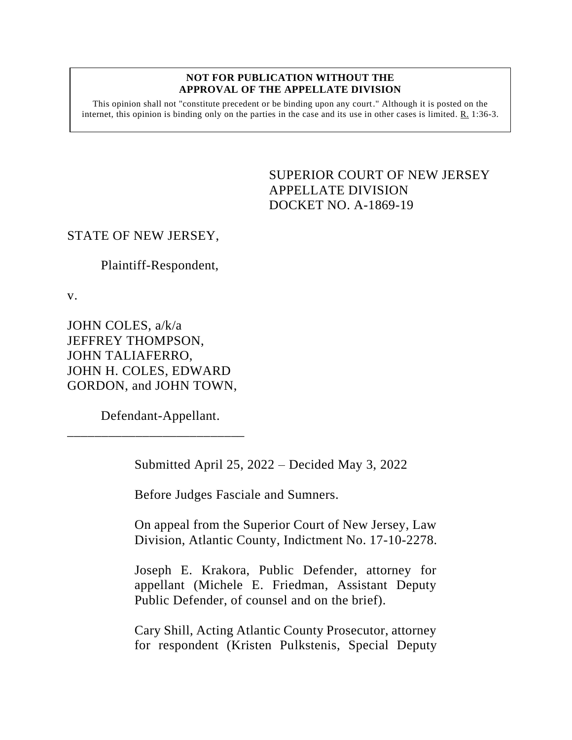**NOT FOR PUBLICATION WITHOUT THE APPROVAL OF THE APPELLATE DIVISION**

This opinion shall not "constitute precedent or be binding upon any court." Although it is posted on the internet, this opinion is binding only on the parties in the case and its use in other cases is limited. R. 1:36-3.

SUPERIOR COURT OF NEW JERSEY
APPELLATE DIVISION
DOCKET NO. A-1869-19

STATE OF NEW JERSEY,

Plaintiff-Respondent,

v.

JOHN COLES, a/k/a JEFFREY THOMPSON, JOHN TALIAFERRO, JOHN H. COLES, EDWARD GORDON, and JOHN TOWN,

Defendant-Appellant.

___________________________

Submitted April 25, 2022 – Decided May 3, 2022

Before Judges Fasciale and Sumners.

On appeal from the Superior Court of New Jersey, Law Division, Atlantic County, Indictment No. 17-10-2278.

Joseph E. Krakora, Public Defender, attorney for appellant (Michele E. Friedman, Assistant Deputy Public Defender, of counsel and on the brief).

Cary Shill, Acting Atlantic County Prosecutor, attorney for respondent (Kristen Pulkstenis, Special Deputy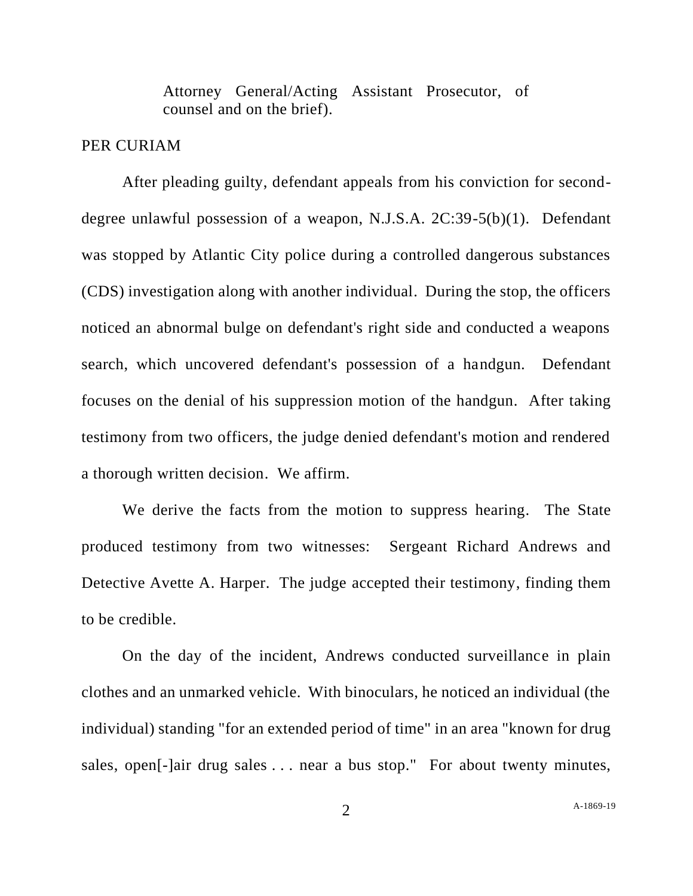Attorney General/Acting Assistant Prosecutor, of counsel and on the brief).

PER CURIAM

After pleading guilty, defendant appeals from his conviction for second-degree unlawful possession of a weapon, N.J.S.A. 2C:39-5(b)(1). Defendant was stopped by Atlantic City police during a controlled dangerous substances (CDS) investigation along with another individual. During the stop, the officers noticed an abnormal bulge on defendant's right side and conducted a weapons search, which uncovered defendant's possession of a handgun. Defendant focuses on the denial of his suppression motion of the handgun. After taking testimony from two officers, the judge denied defendant's motion and rendered a thorough written decision. We affirm.

We derive the facts from the motion to suppress hearing. The State produced testimony from two witnesses: Sergeant Richard Andrews and Detective Avette A. Harper. The judge accepted their testimony, finding them to be credible.

On the day of the incident, Andrews conducted surveillance in plain clothes and an unmarked vehicle. With binoculars, he noticed an individual (the individual) standing "for an extended period of time" in an area "known for drug sales, open[-]air drug sales . . . near a bus stop." For about twenty minutes,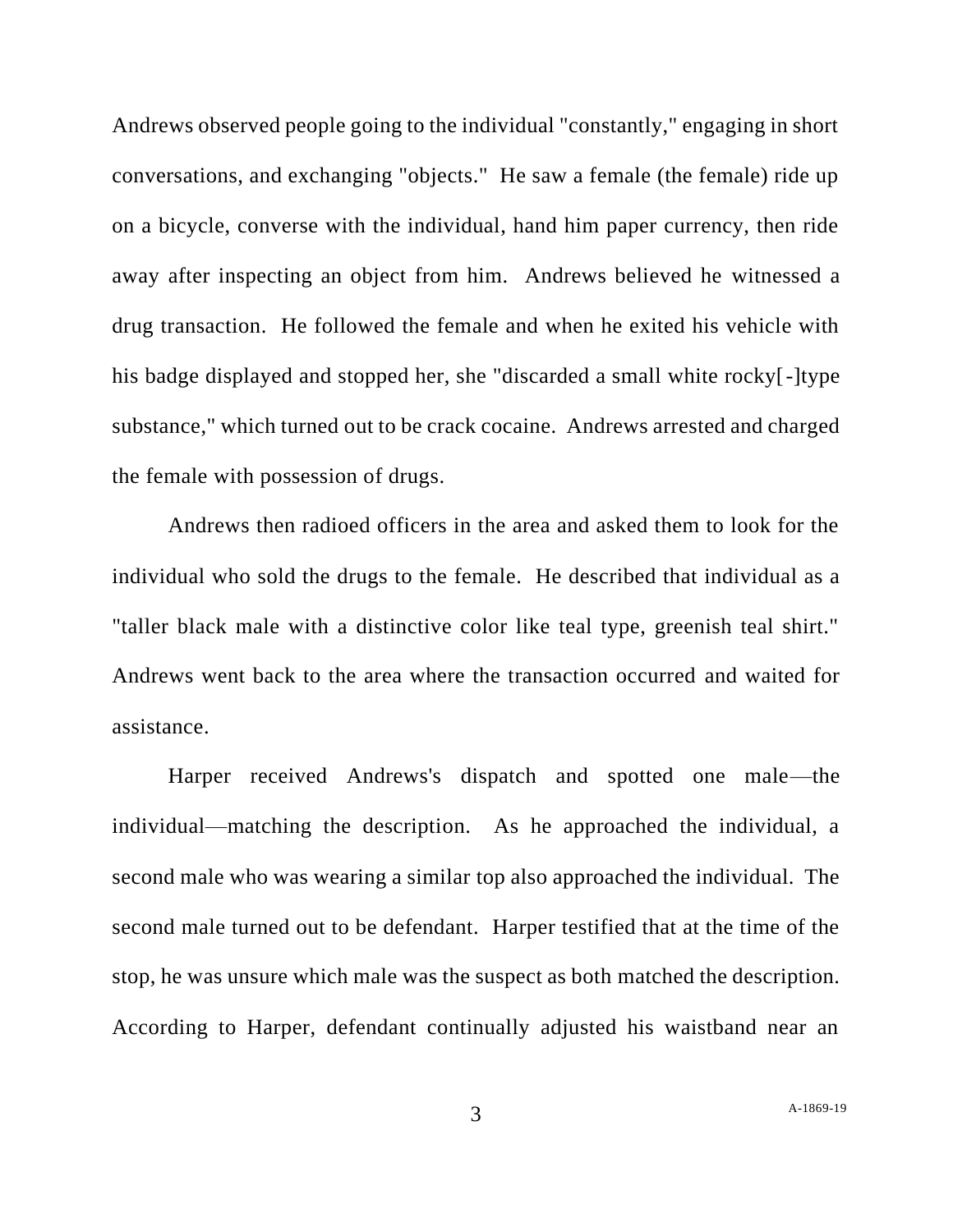Andrews observed people going to the individual "constantly," engaging in short conversations, and exchanging "objects." He saw a female (the female) ride up on a bicycle, converse with the individual, hand him paper currency, then ride away after inspecting an object from him. Andrews believed he witnessed a drug transaction. He followed the female and when he exited his vehicle with his badge displayed and stopped her, she "discarded a small white rocky[-]type substance," which turned out to be crack cocaine. Andrews arrested and charged the female with possession of drugs.

Andrews then radioed officers in the area and asked them to look for the individual who sold the drugs to the female. He described that individual as a "taller black male with a distinctive color like teal type, greenish teal shirt." Andrews went back to the area where the transaction occurred and waited for assistance.

Harper received Andrews's dispatch and spotted one male—the individual—matching the description. As he approached the individual, a second male who was wearing a similar top also approached the individual. The second male turned out to be defendant. Harper testified that at the time of the stop, he was unsure which male was the suspect as both matched the description. According to Harper, defendant continually adjusted his waistband near an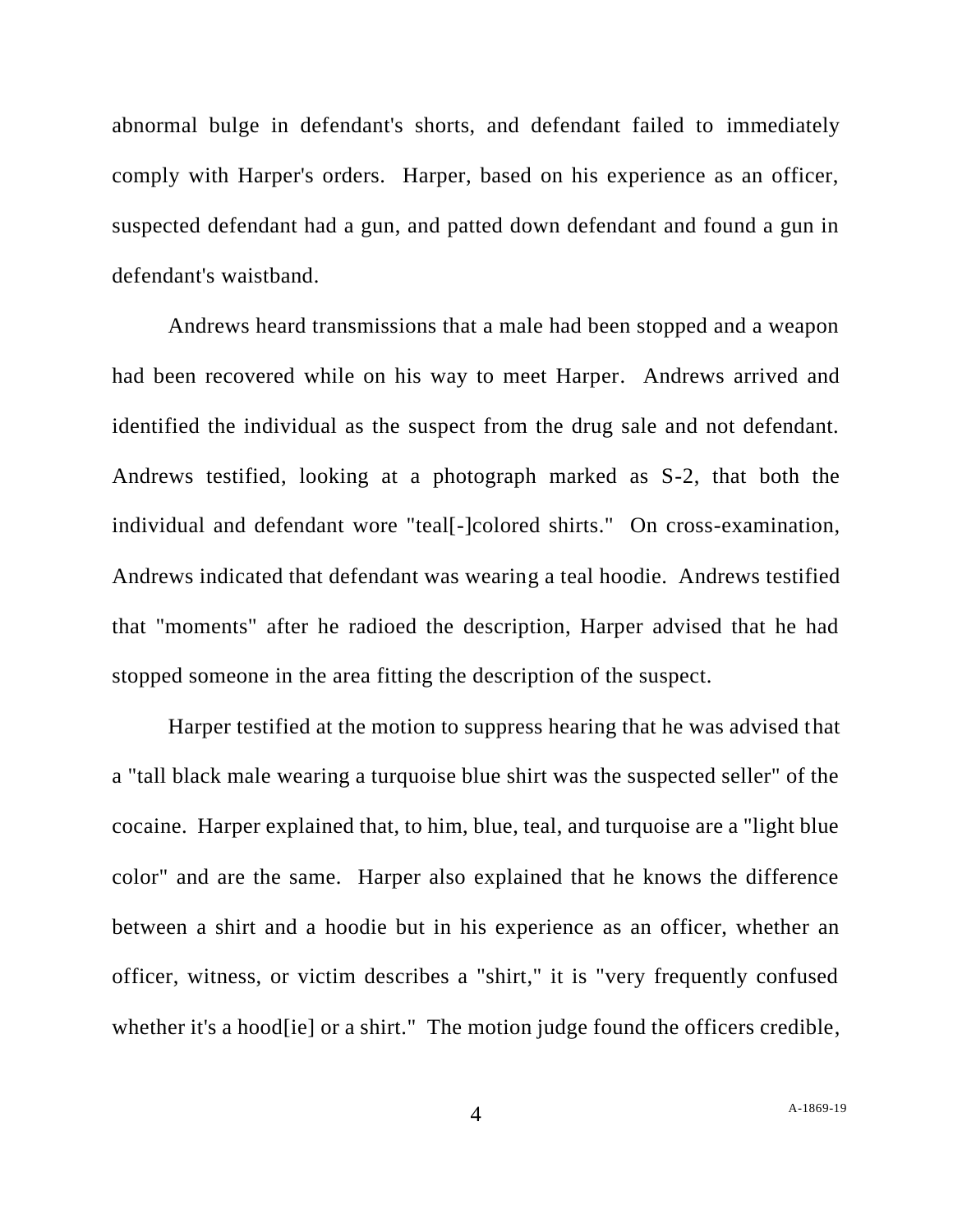abnormal bulge in defendant's shorts, and defendant failed to immediately comply with Harper's orders. Harper, based on his experience as an officer, suspected defendant had a gun, and patted down defendant and found a gun in defendant's waistband.

Andrews heard transmissions that a male had been stopped and a weapon had been recovered while on his way to meet Harper. Andrews arrived and identified the individual as the suspect from the drug sale and not defendant. Andrews testified, looking at a photograph marked as S-2, that both the individual and defendant wore "teal[-]colored shirts." On cross-examination, Andrews indicated that defendant was wearing a teal hoodie. Andrews testified that "moments" after he radioed the description, Harper advised that he had stopped someone in the area fitting the description of the suspect.

Harper testified at the motion to suppress hearing that he was advised that a "tall black male wearing a turquoise blue shirt was the suspected seller" of the cocaine. Harper explained that, to him, blue, teal, and turquoise are a "light blue color" and are the same. Harper also explained that he knows the difference between a shirt and a hoodie but in his experience as an officer, whether an officer, witness, or victim describes a "shirt," it is "very frequently confused whether it's a hood[ie] or a shirt." The motion judge found the officers credible,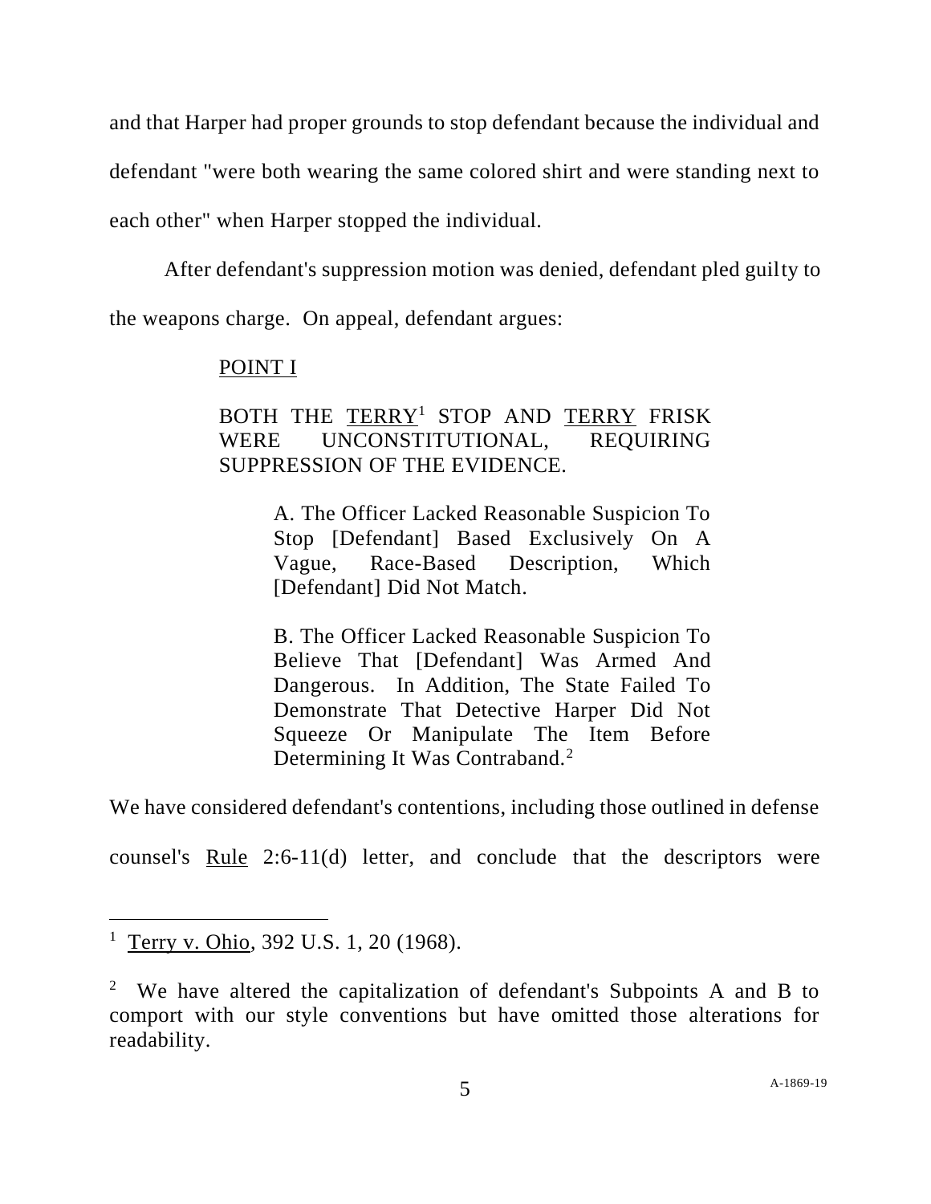and that Harper had proper grounds to stop defendant because the individual and defendant "were both wearing the same colored shirt and were standing next to each other" when Harper stopped the individual.

After defendant's suppression motion was denied, defendant pled guilty to the weapons charge. On appeal, defendant argues:

> POINT I
>
> BOTH THE TERRY[1] STOP AND TERRY FRISK WERE UNCONSTITUTIONAL, REQUIRING SUPPRESSION OF THE EVIDENCE.
>
> > A. The Officer Lacked Reasonable Suspicion To Stop [Defendant] Based Exclusively On A Vague, Race-Based Description, Which [Defendant] Did Not Match.
> >
> > B. The Officer Lacked Reasonable Suspicion To Believe That [Defendant] Was Armed And Dangerous. In Addition, The State Failed To Demonstrate That Detective Harper Did Not Squeeze Or Manipulate The Item Before Determining It Was Contraband.[2]

We have considered defendant's contentions, including those outlined in defense counsel's Rule 2:6-11(d) letter, and conclude that the descriptors were

---

[1] Terry v. Ohio, 392 U.S. 1, 20 (1968).

[2] We have altered the capitalization of defendant's Subpoints A and B to comport with our style conventions but have omitted those alterations for readability.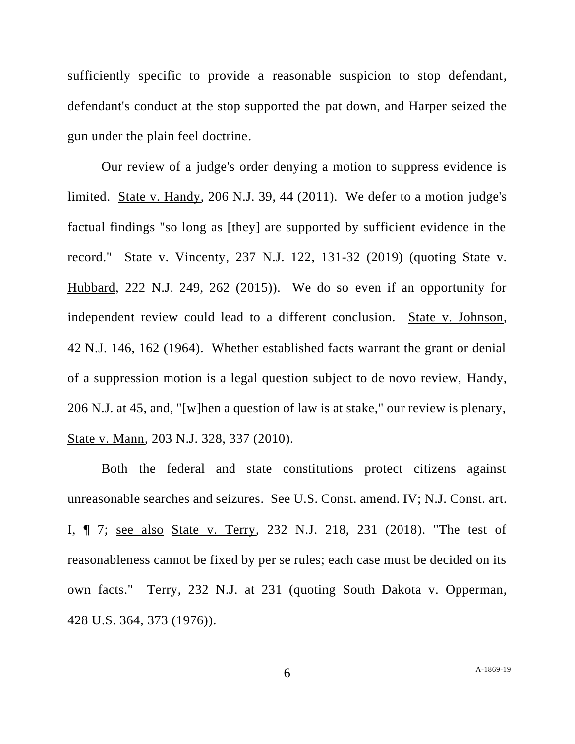sufficiently specific to provide a reasonable suspicion to stop defendant, defendant's conduct at the stop supported the pat down, and Harper seized the gun under the plain feel doctrine.

Our review of a judge's order denying a motion to suppress evidence is limited. State v. Handy, 206 N.J. 39, 44 (2011). We defer to a motion judge's factual findings "so long as [they] are supported by sufficient evidence in the record." State v. Vincenty, 237 N.J. 122, 131-32 (2019) (quoting State v. Hubbard, 222 N.J. 249, 262 (2015)). We do so even if an opportunity for independent review could lead to a different conclusion. State v. Johnson, 42 N.J. 146, 162 (1964). Whether established facts warrant the grant or denial of a suppression motion is a legal question subject to de novo review, Handy, 206 N.J. at 45, and, "[w]hen a question of law is at stake," our review is plenary, State v. Mann, 203 N.J. 328, 337 (2010).

Both the federal and state constitutions protect citizens against unreasonable searches and seizures. See U.S. Const. amend. IV; N.J. Const. art. I, ¶ 7; see also State v. Terry, 232 N.J. 218, 231 (2018). "The test of reasonableness cannot be fixed by per se rules; each case must be decided on its own facts." Terry, 232 N.J. at 231 (quoting South Dakota v. Opperman, 428 U.S. 364, 373 (1976)).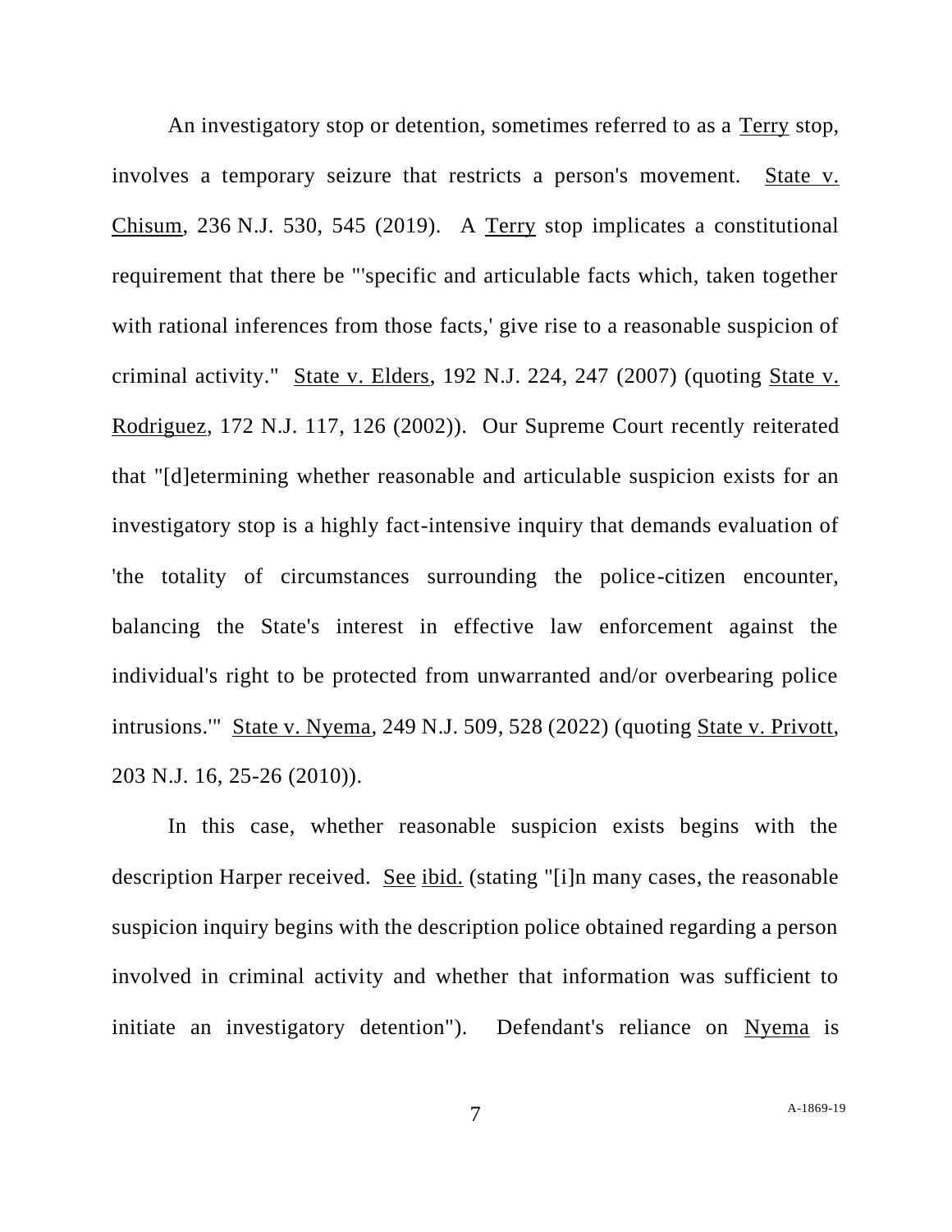An investigatory stop or detention, sometimes referred to as a Terry stop, involves a temporary seizure that restricts a person's movement. State v. Chisum, 236 N.J. 530, 545 (2019). A Terry stop implicates a constitutional requirement that there be "'specific and articulable facts which, taken together with rational inferences from those facts,' give rise to a reasonable suspicion of criminal activity." State v. Elders, 192 N.J. 224, 247 (2007) (quoting State v. Rodriguez, 172 N.J. 117, 126 (2002)). Our Supreme Court recently reiterated that "[d]etermining whether reasonable and articulable suspicion exists for an investigatory stop is a highly fact-intensive inquiry that demands evaluation of 'the totality of circumstances surrounding the police-citizen encounter, balancing the State's interest in effective law enforcement against the individual's right to be protected from unwarranted and/or overbearing police intrusions.'" State v. Nyema, 249 N.J. 509, 528 (2022) (quoting State v. Privott, 203 N.J. 16, 25-26 (2010)).

In this case, whether reasonable suspicion exists begins with the description Harper received. See ibid. (stating "[i]n many cases, the reasonable suspicion inquiry begins with the description police obtained regarding a person involved in criminal activity and whether that information was sufficient to initiate an investigatory detention"). Defendant's reliance on Nyema is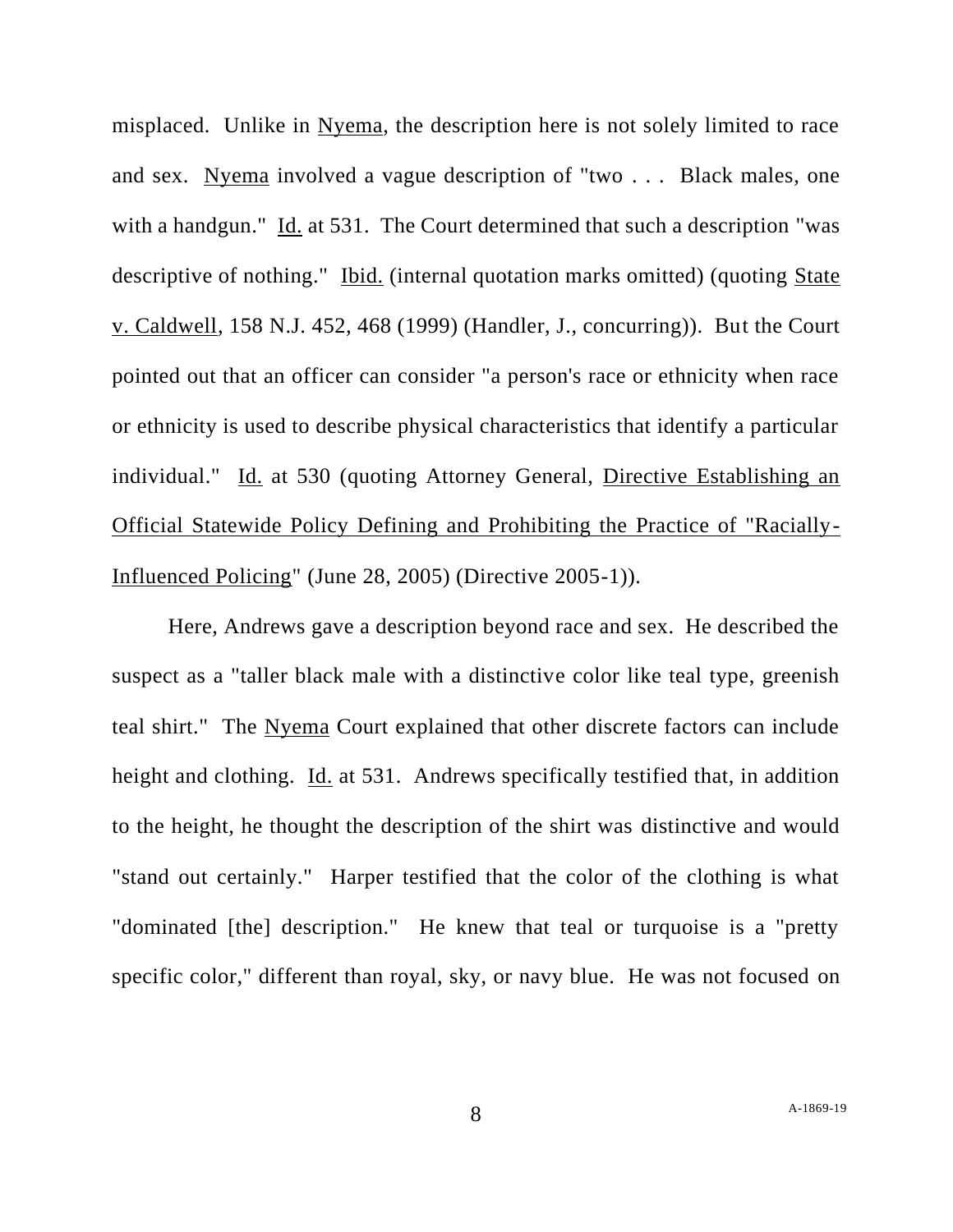misplaced. Unlike in Nyema, the description here is not solely limited to race and sex. Nyema involved a vague description of "two . . . Black males, one with a handgun." Id. at 531. The Court determined that such a description "was descriptive of nothing." Ibid. (internal quotation marks omitted) (quoting State v. Caldwell, 158 N.J. 452, 468 (1999) (Handler, J., concurring)). But the Court pointed out that an officer can consider "a person's race or ethnicity when race or ethnicity is used to describe physical characteristics that identify a particular individual." Id. at 530 (quoting Attorney General, Directive Establishing an Official Statewide Policy Defining and Prohibiting the Practice of "Racially-Influenced Policing" (June 28, 2005) (Directive 2005-1)).

Here, Andrews gave a description beyond race and sex. He described the suspect as a "taller black male with a distinctive color like teal type, greenish teal shirt." The Nyema Court explained that other discrete factors can include height and clothing. Id. at 531. Andrews specifically testified that, in addition to the height, he thought the description of the shirt was distinctive and would "stand out certainly." Harper testified that the color of the clothing is what "dominated [the] description." He knew that teal or turquoise is a "pretty specific color," different than royal, sky, or navy blue. He was not focused on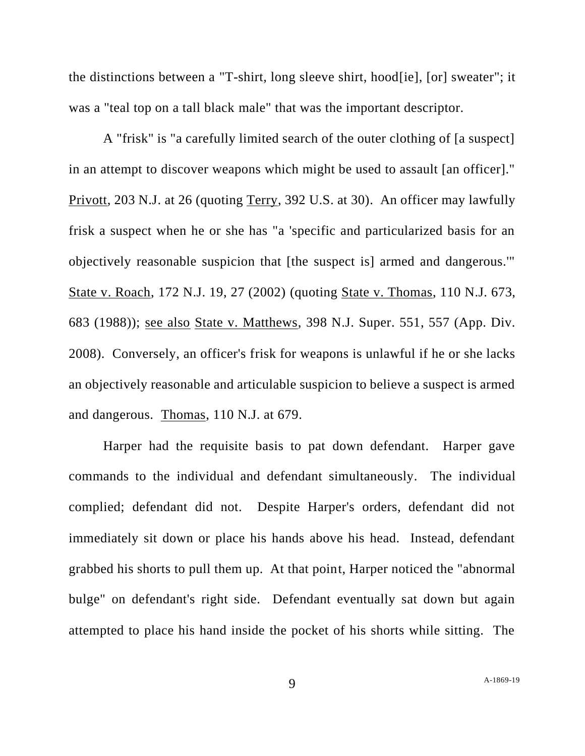the distinctions between a "T-shirt, long sleeve shirt, hood[ie], [or] sweater"; it was a "teal top on a tall black male" that was the important descriptor.

A "frisk" is "a carefully limited search of the outer clothing of [a suspect] in an attempt to discover weapons which might be used to assault [an officer]." Privott, 203 N.J. at 26 (quoting Terry, 392 U.S. at 30). An officer may lawfully frisk a suspect when he or she has "a 'specific and particularized basis for an objectively reasonable suspicion that [the suspect is] armed and dangerous.'" State v. Roach, 172 N.J. 19, 27 (2002) (quoting State v. Thomas, 110 N.J. 673, 683 (1988)); see also State v. Matthews, 398 N.J. Super. 551, 557 (App. Div. 2008). Conversely, an officer's frisk for weapons is unlawful if he or she lacks an objectively reasonable and articulable suspicion to believe a suspect is armed and dangerous. Thomas, 110 N.J. at 679.

Harper had the requisite basis to pat down defendant. Harper gave commands to the individual and defendant simultaneously. The individual complied; defendant did not. Despite Harper's orders, defendant did not immediately sit down or place his hands above his head. Instead, defendant grabbed his shorts to pull them up. At that point, Harper noticed the "abnormal bulge" on defendant's right side. Defendant eventually sat down but again attempted to place his hand inside the pocket of his shorts while sitting. The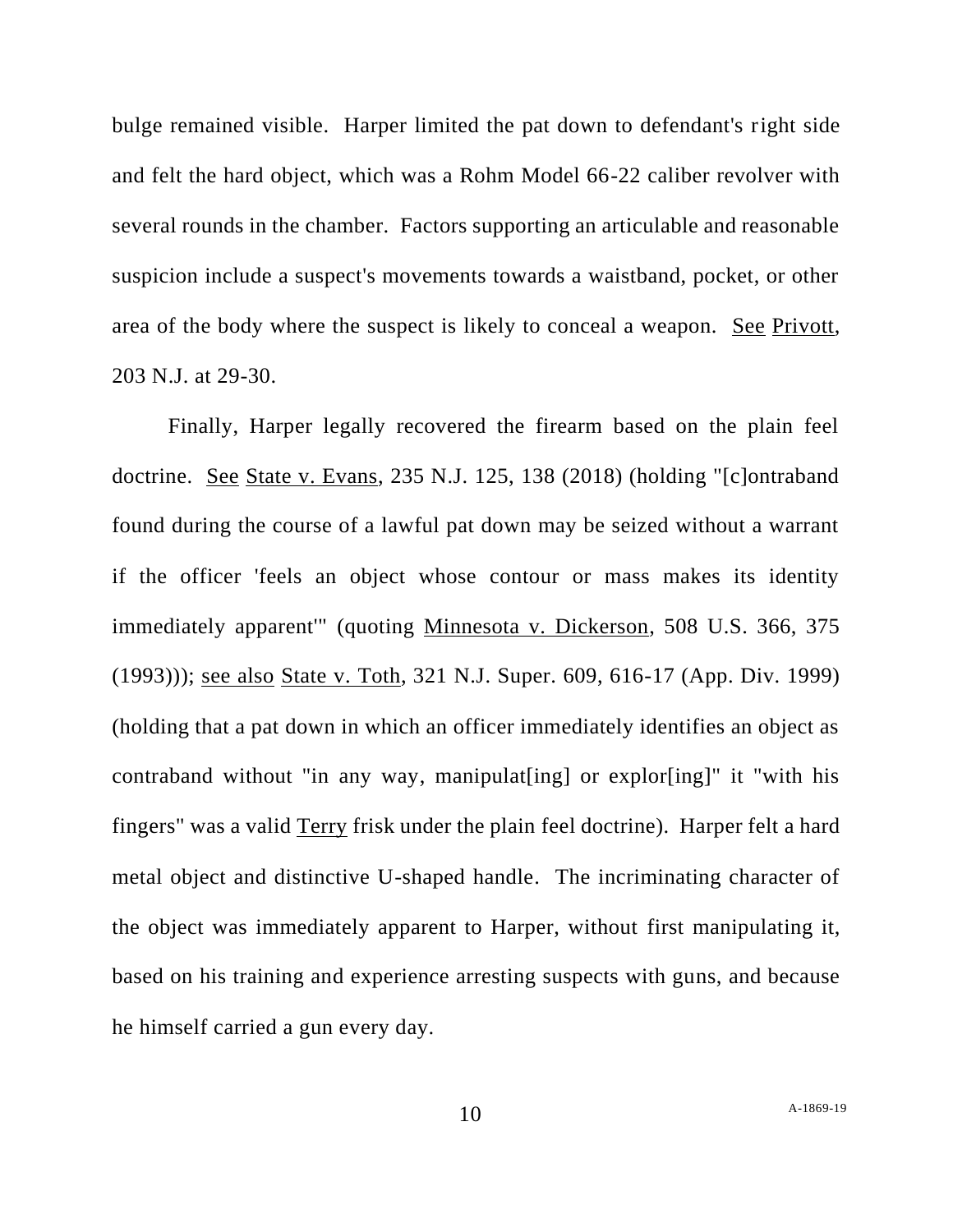bulge remained visible. Harper limited the pat down to defendant's right side and felt the hard object, which was a Rohm Model 66-22 caliber revolver with several rounds in the chamber. Factors supporting an articulable and reasonable suspicion include a suspect's movements towards a waistband, pocket, or other area of the body where the suspect is likely to conceal a weapon. See Privott, 203 N.J. at 29-30.

Finally, Harper legally recovered the firearm based on the plain feel doctrine. See State v. Evans, 235 N.J. 125, 138 (2018) (holding "[c]ontraband found during the course of a lawful pat down may be seized without a warrant if the officer 'feels an object whose contour or mass makes its identity immediately apparent'" (quoting Minnesota v. Dickerson, 508 U.S. 366, 375 (1993))); see also State v. Toth, 321 N.J. Super. 609, 616-17 (App. Div. 1999) (holding that a pat down in which an officer immediately identifies an object as contraband without "in any way, manipulat[ing] or explor[ing]" it "with his fingers" was a valid Terry frisk under the plain feel doctrine). Harper felt a hard metal object and distinctive U-shaped handle. The incriminating character of the object was immediately apparent to Harper, without first manipulating it, based on his training and experience arresting suspects with guns, and because he himself carried a gun every day.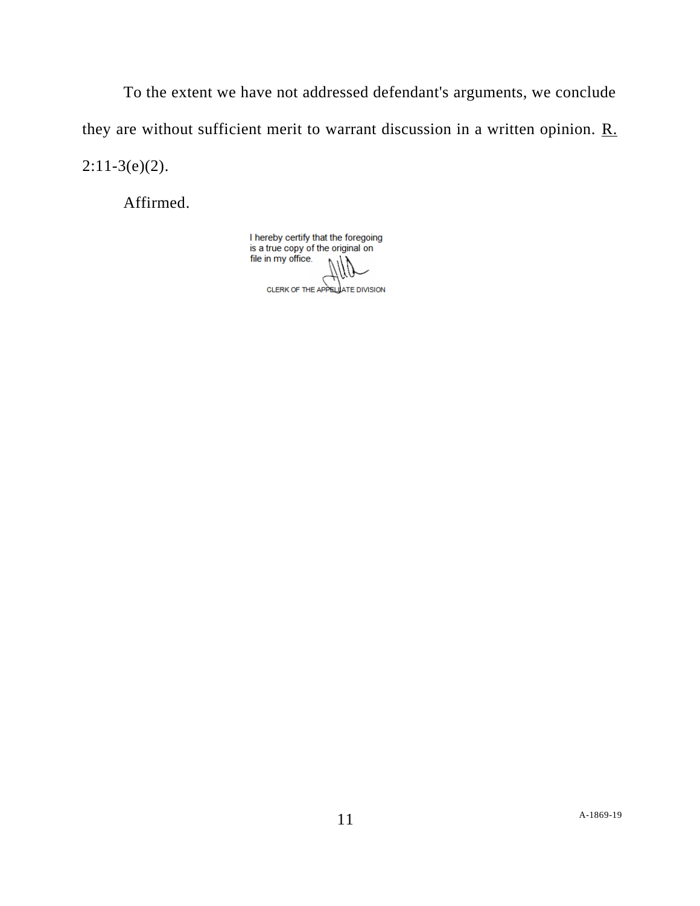To the extent we have not addressed defendant's arguments, we conclude they are without sufficient merit to warrant discussion in a written opinion. R. 2:11-3(e)(2).

Affirmed.

I hereby certify that the foregoing is a true copy of the original on file in my office.

CLERK OF THE APPELLATE DIVISION